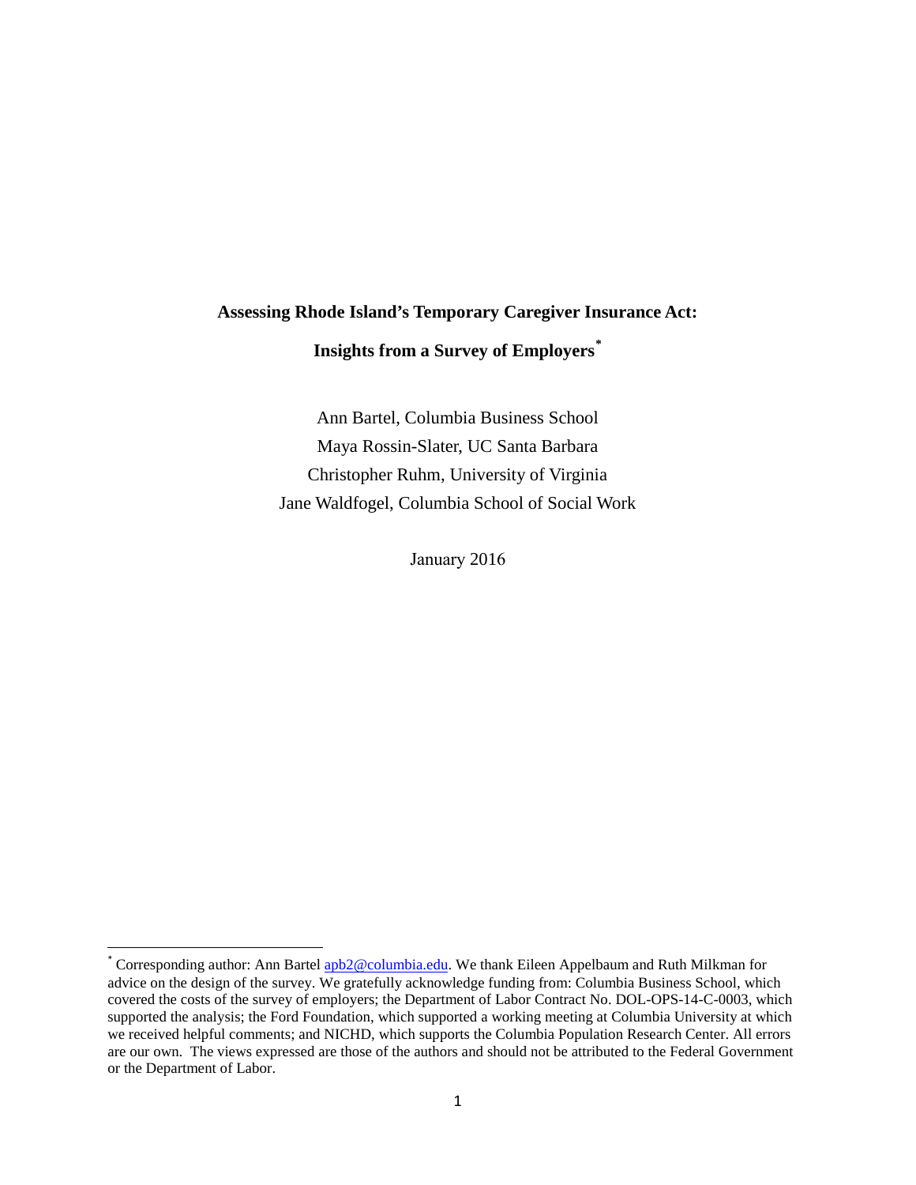# Assessing Rhode Island's Temporary Caregiver Insurance Act:

# Insights from a Survey of Employers[*]

Ann Bartel, Columbia Business School

Maya Rossin-Slater, UC Santa Barbara

Christopher Ruhm, University of Virginia

Jane Waldfogel, Columbia School of Social Work

January 2016

[*] Corresponding author: Ann Bartel apb2@columbia.edu. We thank Eileen Appelbaum and Ruth Milkman for advice on the design of the survey. We gratefully acknowledge funding from: Columbia Business School, which covered the costs of the survey of employers; the Department of Labor Contract No. DOL-OPS-14-C-0003, which supported the analysis; the Ford Foundation, which supported a working meeting at Columbia University at which we received helpful comments; and NICHD, which supports the Columbia Population Research Center. All errors are our own. The views expressed are those of the authors and should not be attributed to the Federal Government or the Department of Labor.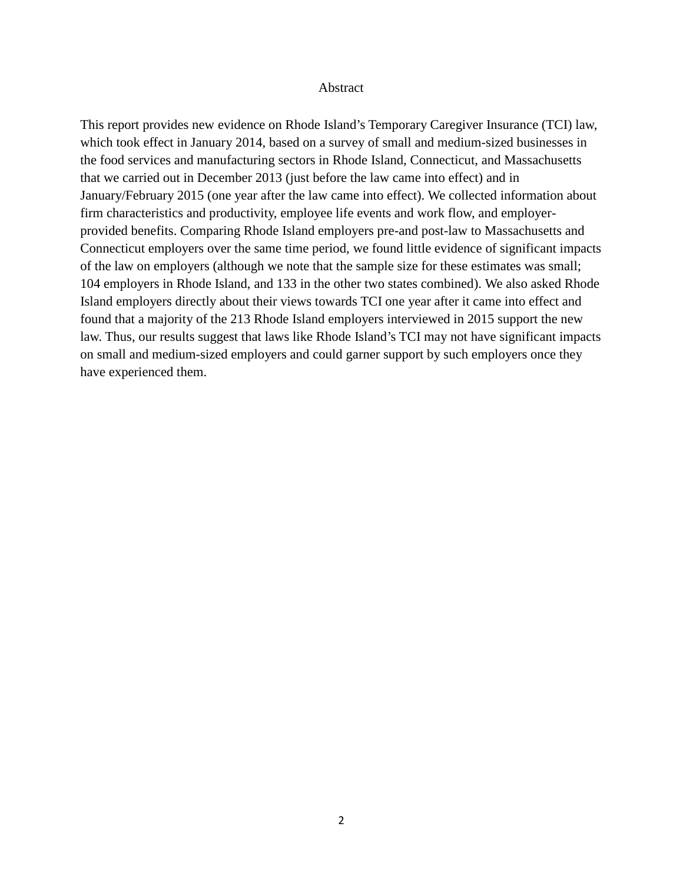## Abstract

This report provides new evidence on Rhode Island's Temporary Caregiver Insurance (TCI) law, which took effect in January 2014, based on a survey of small and medium-sized businesses in the food services and manufacturing sectors in Rhode Island, Connecticut, and Massachusetts that we carried out in December 2013 (just before the law came into effect) and in January/February 2015 (one year after the law came into effect). We collected information about firm characteristics and productivity, employee life events and work flow, and employer-provided benefits. Comparing Rhode Island employers pre-and post-law to Massachusetts and Connecticut employers over the same time period, we found little evidence of significant impacts of the law on employers (although we note that the sample size for these estimates was small; 104 employers in Rhode Island, and 133 in the other two states combined). We also asked Rhode Island employers directly about their views towards TCI one year after it came into effect and found that a majority of the 213 Rhode Island employers interviewed in 2015 support the new law. Thus, our results suggest that laws like Rhode Island's TCI may not have significant impacts on small and medium-sized employers and could garner support by such employers once they have experienced them.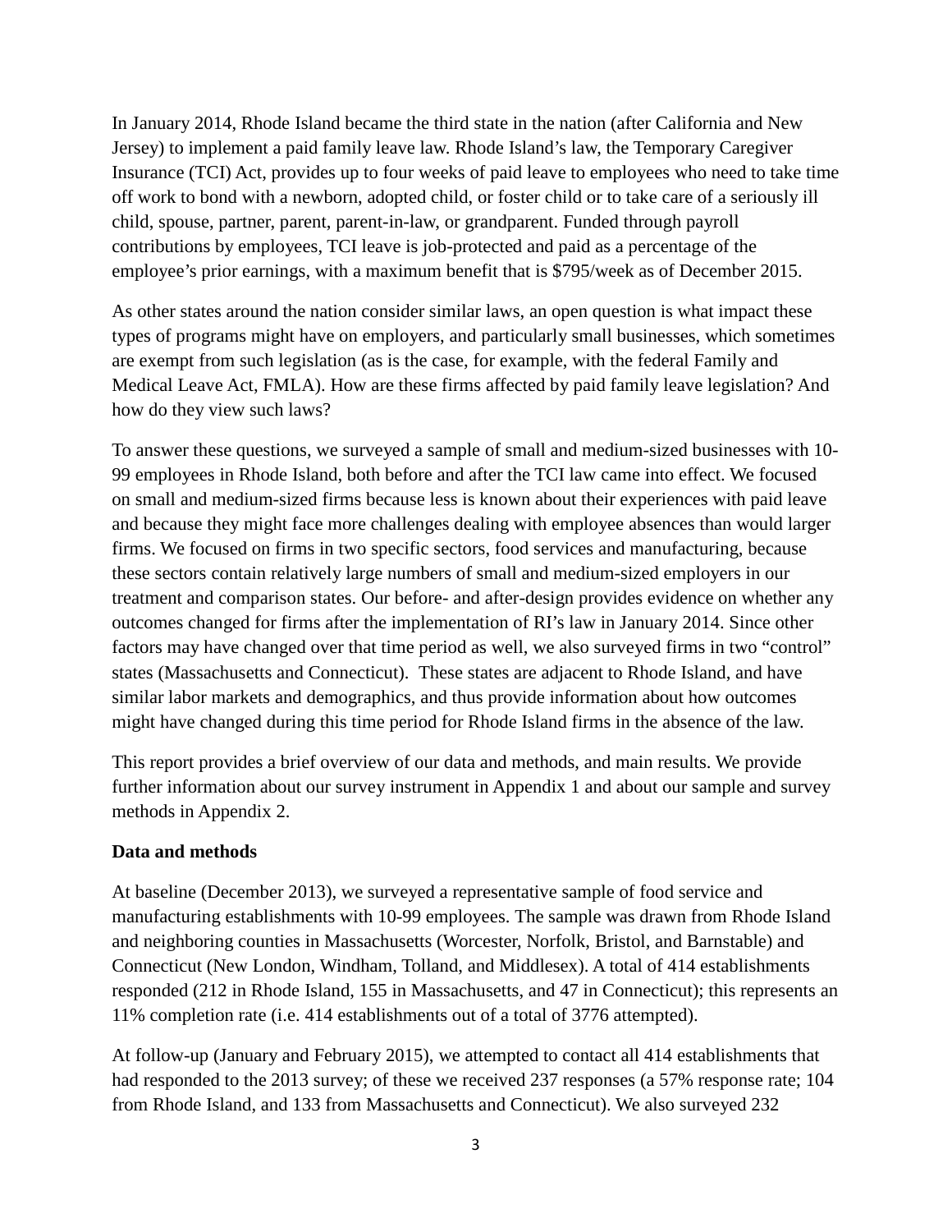In January 2014, Rhode Island became the third state in the nation (after California and New Jersey) to implement a paid family leave law. Rhode Island's law, the Temporary Caregiver Insurance (TCI) Act, provides up to four weeks of paid leave to employees who need to take time off work to bond with a newborn, adopted child, or foster child or to take care of a seriously ill child, spouse, partner, parent, parent-in-law, or grandparent. Funded through payroll contributions by employees, TCI leave is job-protected and paid as a percentage of the employee's prior earnings, with a maximum benefit that is $795/week as of December 2015.

As other states around the nation consider similar laws, an open question is what impact these types of programs might have on employers, and particularly small businesses, which sometimes are exempt from such legislation (as is the case, for example, with the federal Family and Medical Leave Act, FMLA). How are these firms affected by paid family leave legislation? And how do they view such laws?

To answer these questions, we surveyed a sample of small and medium-sized businesses with 10-99 employees in Rhode Island, both before and after the TCI law came into effect. We focused on small and medium-sized firms because less is known about their experiences with paid leave and because they might face more challenges dealing with employee absences than would larger firms. We focused on firms in two specific sectors, food services and manufacturing, because these sectors contain relatively large numbers of small and medium-sized employers in our treatment and comparison states. Our before- and after-design provides evidence on whether any outcomes changed for firms after the implementation of RI's law in January 2014. Since other factors may have changed over that time period as well, we also surveyed firms in two "control" states (Massachusetts and Connecticut). These states are adjacent to Rhode Island, and have similar labor markets and demographics, and thus provide information about how outcomes might have changed during this time period for Rhode Island firms in the absence of the law.

This report provides a brief overview of our data and methods, and main results. We provide further information about our survey instrument in Appendix 1 and about our sample and survey methods in Appendix 2.

**Data and methods**

At baseline (December 2013), we surveyed a representative sample of food service and manufacturing establishments with 10-99 employees. The sample was drawn from Rhode Island and neighboring counties in Massachusetts (Worcester, Norfolk, Bristol, and Barnstable) and Connecticut (New London, Windham, Tolland, and Middlesex). A total of 414 establishments responded (212 in Rhode Island, 155 in Massachusetts, and 47 in Connecticut); this represents an 11% completion rate (i.e. 414 establishments out of a total of 3776 attempted).

At follow-up (January and February 2015), we attempted to contact all 414 establishments that had responded to the 2013 survey; of these we received 237 responses (a 57% response rate; 104 from Rhode Island, and 133 from Massachusetts and Connecticut). We also surveyed 232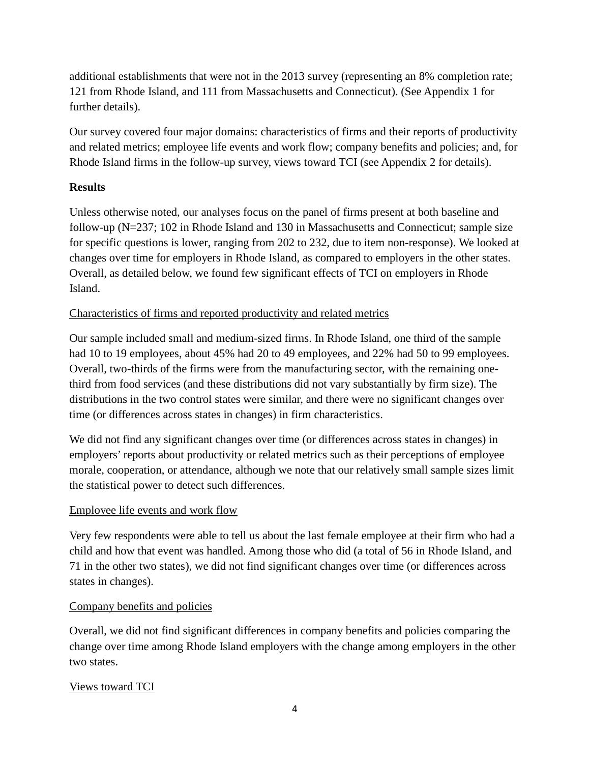additional establishments that were not in the 2013 survey (representing an 8% completion rate; 121 from Rhode Island, and 111 from Massachusetts and Connecticut). (See Appendix 1 for further details).

Our survey covered four major domains: characteristics of firms and their reports of productivity and related metrics; employee life events and work flow; company benefits and policies; and, for Rhode Island firms in the follow-up survey, views toward TCI (see Appendix 2 for details).

**Results**

Unless otherwise noted, our analyses focus on the panel of firms present at both baseline and follow-up (N=237; 102 in Rhode Island and 130 in Massachusetts and Connecticut; sample size for specific questions is lower, ranging from 202 to 232, due to item non-response). We looked at changes over time for employers in Rhode Island, as compared to employers in the other states. Overall, as detailed below, we found few significant effects of TCI on employers in Rhode Island.

<u>Characteristics of firms and reported productivity and related metrics</u>

Our sample included small and medium-sized firms. In Rhode Island, one third of the sample had 10 to 19 employees, about 45% had 20 to 49 employees, and 22% had 50 to 99 employees. Overall, two-thirds of the firms were from the manufacturing sector, with the remaining one-third from food services (and these distributions did not vary substantially by firm size). The distributions in the two control states were similar, and there were no significant changes over time (or differences across states in changes) in firm characteristics.

We did not find any significant changes over time (or differences across states in changes) in employers' reports about productivity or related metrics such as their perceptions of employee morale, cooperation, or attendance, although we note that our relatively small sample sizes limit the statistical power to detect such differences.

<u>Employee life events and work flow</u>

Very few respondents were able to tell us about the last female employee at their firm who had a child and how that event was handled. Among those who did (a total of 56 in Rhode Island, and 71 in the other two states), we did not find significant changes over time (or differences across states in changes).

<u>Company benefits and policies</u>

Overall, we did not find significant differences in company benefits and policies comparing the change over time among Rhode Island employers with the change among employers in the other two states.

<u>Views toward TCI</u>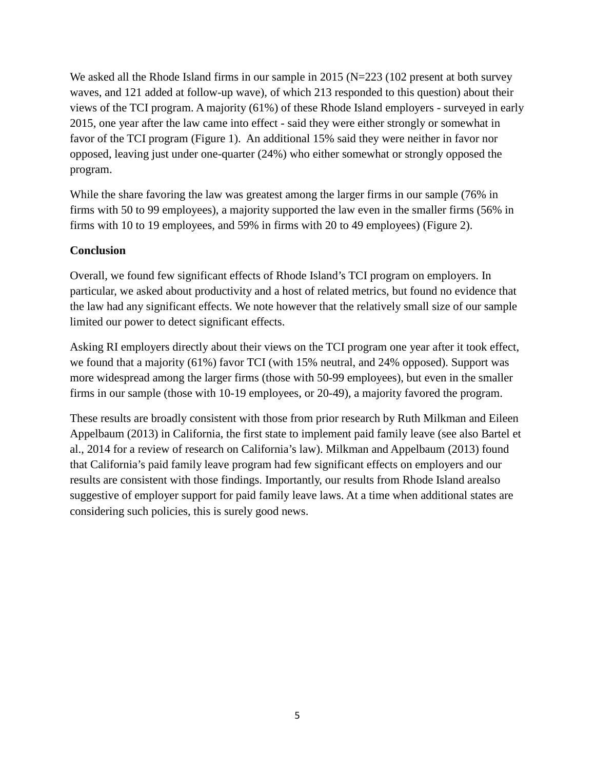We asked all the Rhode Island firms in our sample in 2015 (N=223 (102 present at both survey waves, and 121 added at follow-up wave), of which 213 responded to this question) about their views of the TCI program. A majority (61%) of these Rhode Island employers - surveyed in early 2015, one year after the law came into effect - said they were either strongly or somewhat in favor of the TCI program (Figure 1). An additional 15% said they were neither in favor nor opposed, leaving just under one-quarter (24%) who either somewhat or strongly opposed the program.

While the share favoring the law was greatest among the larger firms in our sample (76% in firms with 50 to 99 employees), a majority supported the law even in the smaller firms (56% in firms with 10 to 19 employees, and 59% in firms with 20 to 49 employees) (Figure 2).

**Conclusion**

Overall, we found few significant effects of Rhode Island's TCI program on employers. In particular, we asked about productivity and a host of related metrics, but found no evidence that the law had any significant effects. We note however that the relatively small size of our sample limited our power to detect significant effects.

Asking RI employers directly about their views on the TCI program one year after it took effect, we found that a majority (61%) favor TCI (with 15% neutral, and 24% opposed). Support was more widespread among the larger firms (those with 50-99 employees), but even in the smaller firms in our sample (those with 10-19 employees, or 20-49), a majority favored the program.

These results are broadly consistent with those from prior research by Ruth Milkman and Eileen Appelbaum (2013) in California, the first state to implement paid family leave (see also Bartel et al., 2014 for a review of research on California's law). Milkman and Appelbaum (2013) found that California's paid family leave program had few significant effects on employers and our results are consistent with those findings. Importantly, our results from Rhode Island arealso suggestive of employer support for paid family leave laws. At a time when additional states are considering such policies, this is surely good news.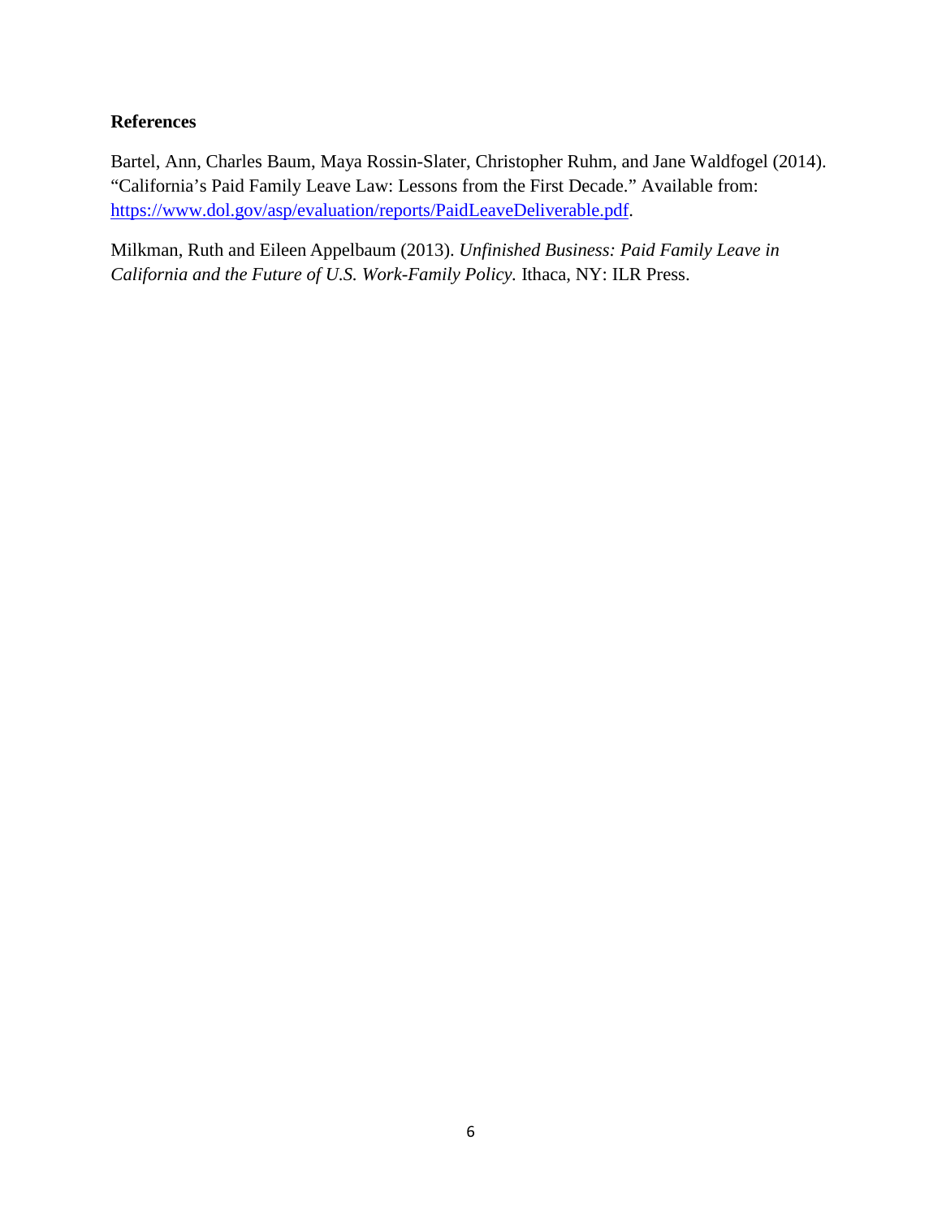**References**

Bartel, Ann, Charles Baum, Maya Rossin-Slater, Christopher Ruhm, and Jane Waldfogel (2014). "California's Paid Family Leave Law: Lessons from the First Decade." Available from: [https://www.dol.gov/asp/evaluation/reports/PaidLeaveDeliverable.pdf](https://www.dol.gov/asp/evaluation/reports/PaidLeaveDeliverable.pdf).

Milkman, Ruth and Eileen Appelbaum (2013). *Unfinished Business: Paid Family Leave in California and the Future of U.S. Work-Family Policy.* Ithaca, NY: ILR Press.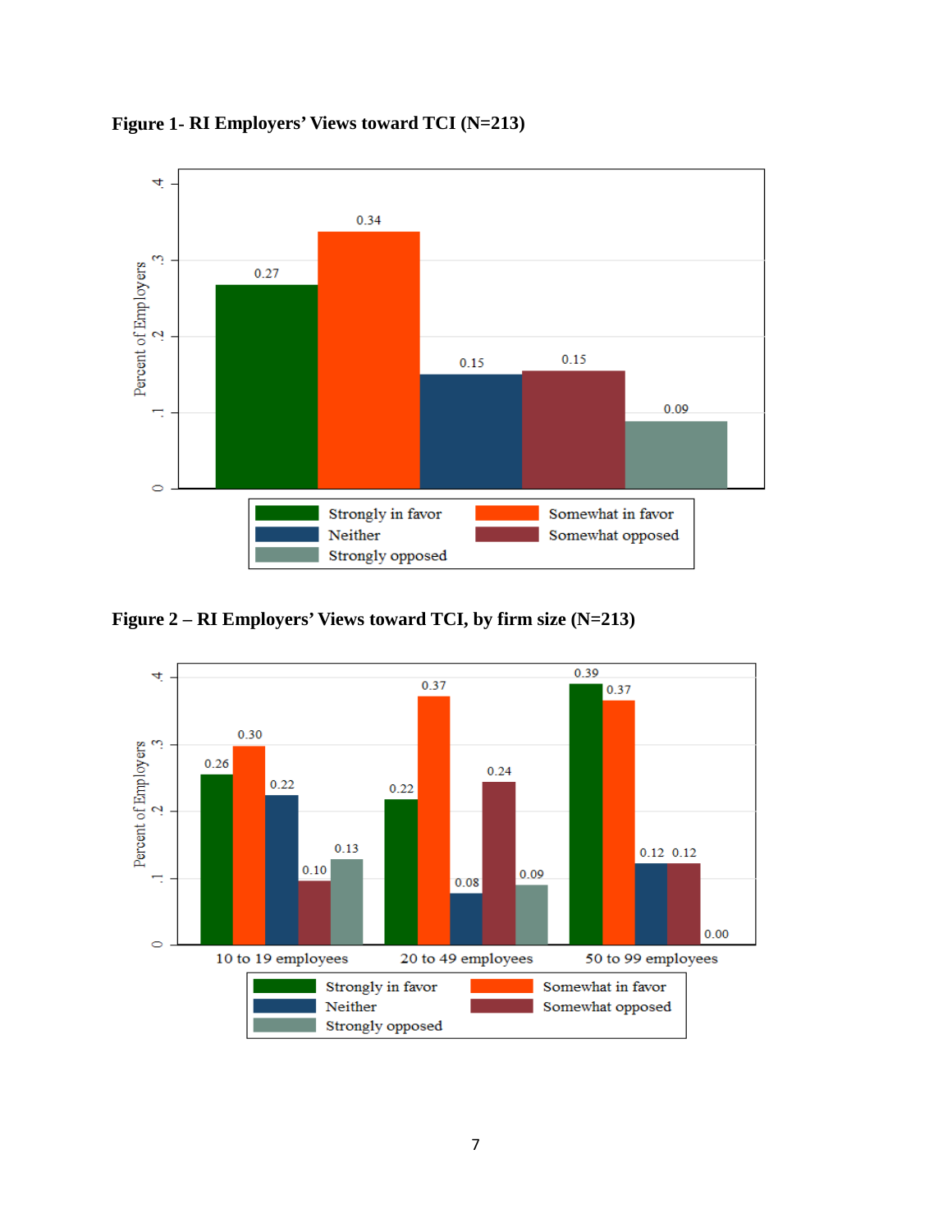**Figure 1- RI Employers' Views toward TCI (N=213)**

**Figure 2 – RI Employers' Views toward TCI, by firm size (N=213)**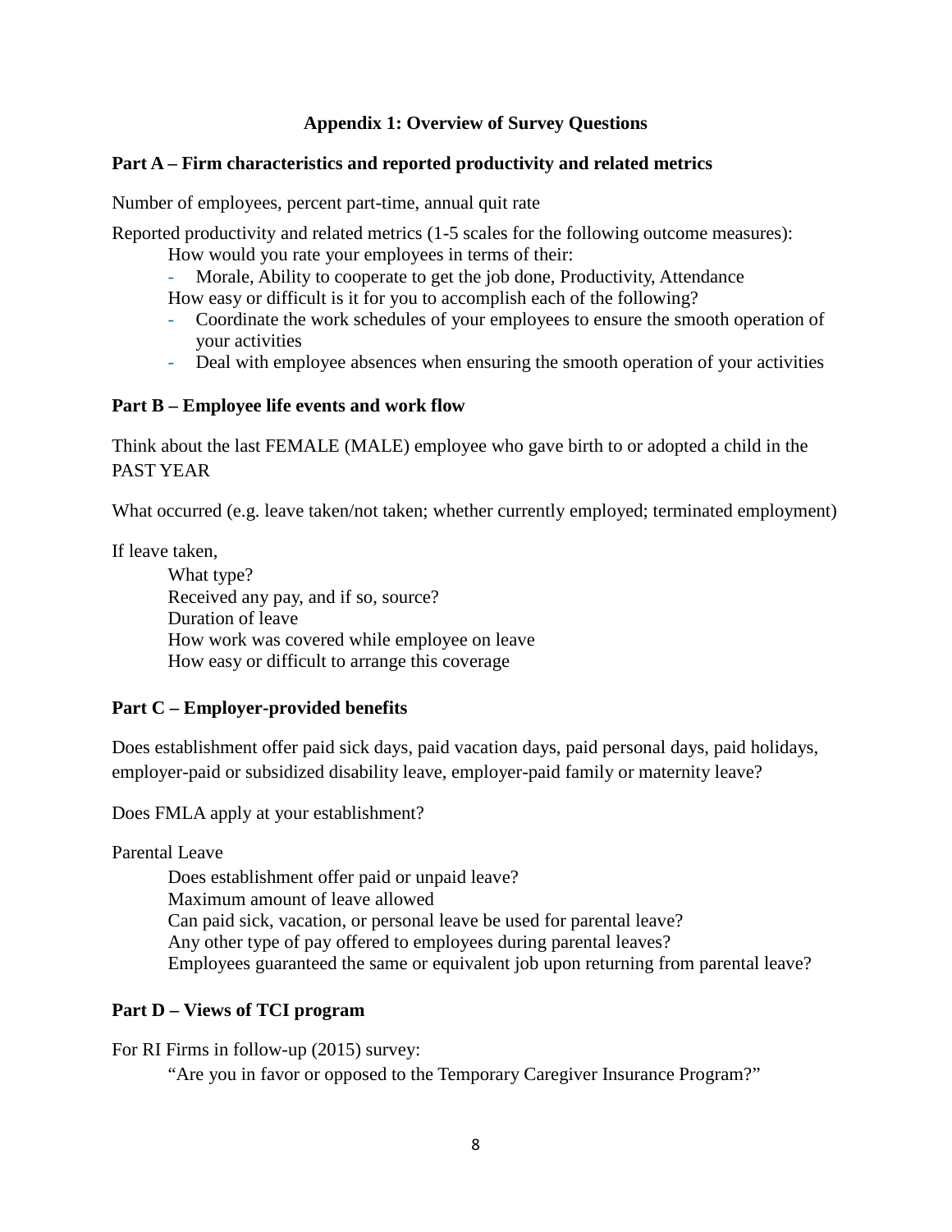## Appendix 1: Overview of Survey Questions

### Part A – Firm characteristics and reported productivity and related metrics

Number of employees, percent part-time, annual quit rate

Reported productivity and related metrics (1-5 scales for the following outcome measures):

How would you rate your employees in terms of their:

- Morale, Ability to cooperate to get the job done, Productivity, Attendance

How easy or difficult is it for you to accomplish each of the following?

- Coordinate the work schedules of your employees to ensure the smooth operation of your activities
- Deal with employee absences when ensuring the smooth operation of your activities

### Part B – Employee life events and work flow

Think about the last FEMALE (MALE) employee who gave birth to or adopted a child in the PAST YEAR

What occurred (e.g. leave taken/not taken; whether currently employed; terminated employment)

If leave taken,

What type?
Received any pay, and if so, source?
Duration of leave
How work was covered while employee on leave
How easy or difficult to arrange this coverage

### Part C – Employer-provided benefits

Does establishment offer paid sick days, paid vacation days, paid personal days, paid holidays, employer-paid or subsidized disability leave, employer-paid family or maternity leave?

Does FMLA apply at your establishment?

Parental Leave

Does establishment offer paid or unpaid leave?
Maximum amount of leave allowed
Can paid sick, vacation, or personal leave be used for parental leave?
Any other type of pay offered to employees during parental leaves?
Employees guaranteed the same or equivalent job upon returning from parental leave?

### Part D – Views of TCI program

For RI Firms in follow-up (2015) survey:

"Are you in favor or opposed to the Temporary Caregiver Insurance Program?"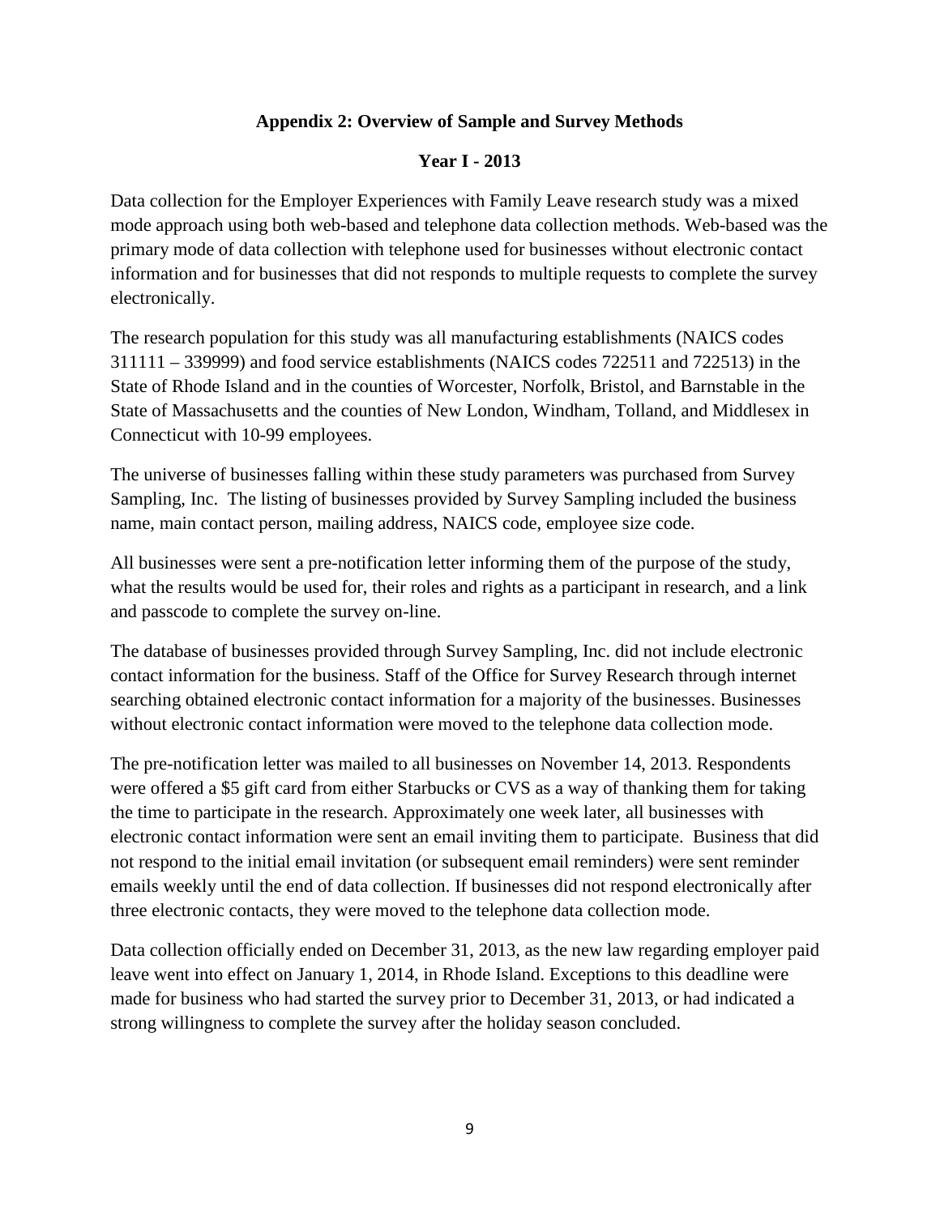## Appendix 2: Overview of Sample and Survey Methods

### Year I - 2013

Data collection for the Employer Experiences with Family Leave research study was a mixed mode approach using both web-based and telephone data collection methods. Web-based was the primary mode of data collection with telephone used for businesses without electronic contact information and for businesses that did not responds to multiple requests to complete the survey electronically.

The research population for this study was all manufacturing establishments (NAICS codes 311111 – 339999) and food service establishments (NAICS codes 722511 and 722513) in the State of Rhode Island and in the counties of Worcester, Norfolk, Bristol, and Barnstable in the State of Massachusetts and the counties of New London, Windham, Tolland, and Middlesex in Connecticut with 10-99 employees.

The universe of businesses falling within these study parameters was purchased from Survey Sampling, Inc. The listing of businesses provided by Survey Sampling included the business name, main contact person, mailing address, NAICS code, employee size code.

All businesses were sent a pre-notification letter informing them of the purpose of the study, what the results would be used for, their roles and rights as a participant in research, and a link and passcode to complete the survey on-line.

The database of businesses provided through Survey Sampling, Inc. did not include electronic contact information for the business. Staff of the Office for Survey Research through internet searching obtained electronic contact information for a majority of the businesses. Businesses without electronic contact information were moved to the telephone data collection mode.

The pre-notification letter was mailed to all businesses on November 14, 2013. Respondents were offered a $5 gift card from either Starbucks or CVS as a way of thanking them for taking the time to participate in the research. Approximately one week later, all businesses with electronic contact information were sent an email inviting them to participate. Business that did not respond to the initial email invitation (or subsequent email reminders) were sent reminder emails weekly until the end of data collection. If businesses did not respond electronically after three electronic contacts, they were moved to the telephone data collection mode.

Data collection officially ended on December 31, 2013, as the new law regarding employer paid leave went into effect on January 1, 2014, in Rhode Island. Exceptions to this deadline were made for business who had started the survey prior to December 31, 2013, or had indicated a strong willingness to complete the survey after the holiday season concluded.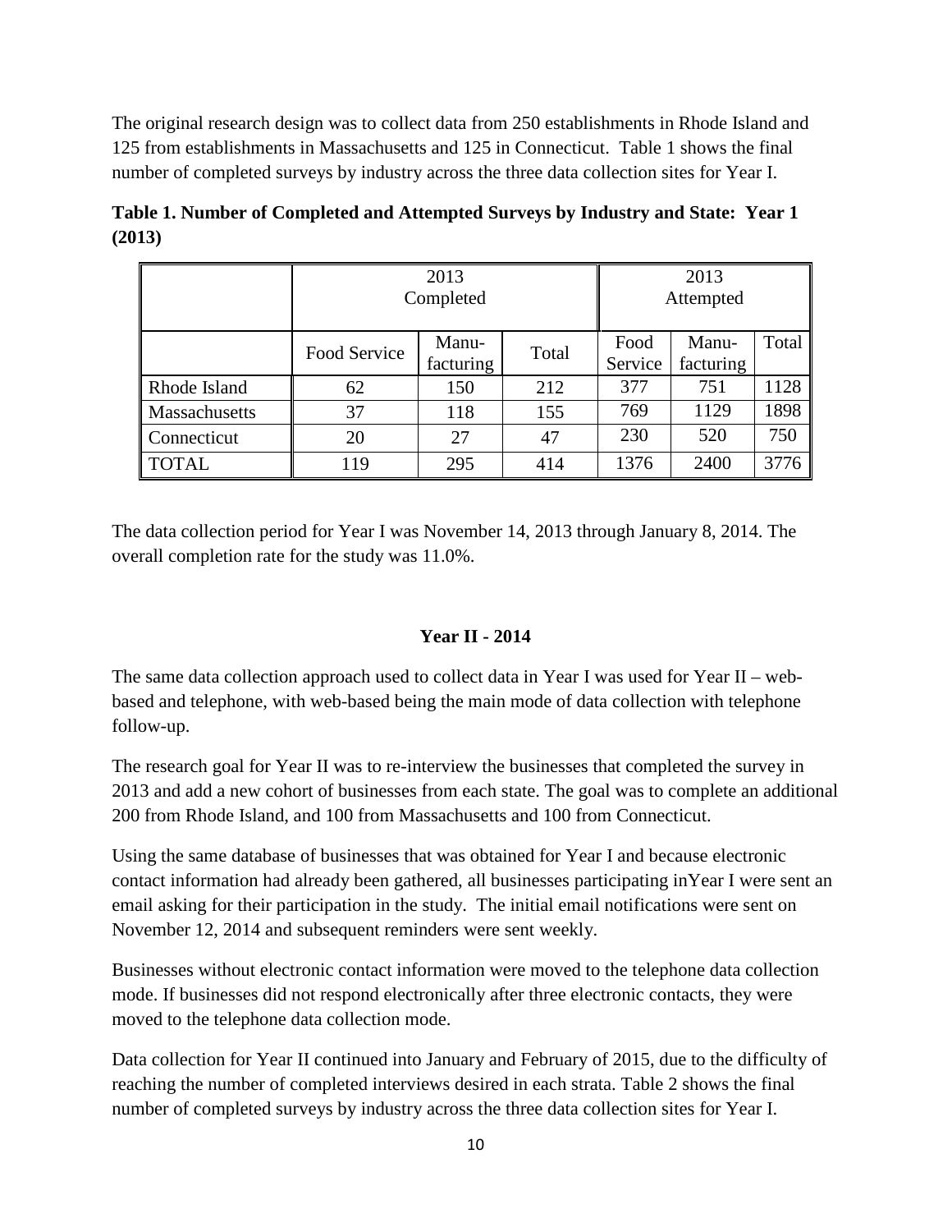The original research design was to collect data from 250 establishments in Rhode Island and 125 from establishments in Massachusetts and 125 in Connecticut. Table 1 shows the final number of completed surveys by industry across the three data collection sites for Year I.

**Table 1. Number of Completed and Attempted Surveys by Industry and State: Year 1 (2013)**

| | 2013 Completed | | | 2013 Attempted | | |
|---|---|---|---|---|---|---|
| | Food Service | Manu-facturing | Total | Food Service | Manu-facturing | Total |
| Rhode Island | 62 | 150 | 212 | 377 | 751 | 1128 |
| Massachusetts | 37 | 118 | 155 | 769 | 1129 | 1898 |
| Connecticut | 20 | 27 | 47 | 230 | 520 | 750 |
| TOTAL | 119 | 295 | 414 | 1376 | 2400 | 3776 |

The data collection period for Year I was November 14, 2013 through January 8, 2014. The overall completion rate for the study was 11.0%.

### Year II - 2014

The same data collection approach used to collect data in Year I was used for Year II – web-based and telephone, with web-based being the main mode of data collection with telephone follow-up.

The research goal for Year II was to re-interview the businesses that completed the survey in 2013 and add a new cohort of businesses from each state. The goal was to complete an additional 200 from Rhode Island, and 100 from Massachusetts and 100 from Connecticut.

Using the same database of businesses that was obtained for Year I and because electronic contact information had already been gathered, all businesses participating inYear I were sent an email asking for their participation in the study. The initial email notifications were sent on November 12, 2014 and subsequent reminders were sent weekly.

Businesses without electronic contact information were moved to the telephone data collection mode. If businesses did not respond electronically after three electronic contacts, they were moved to the telephone data collection mode.

Data collection for Year II continued into January and February of 2015, due to the difficulty of reaching the number of completed interviews desired in each strata. Table 2 shows the final number of completed surveys by industry across the three data collection sites for Year I.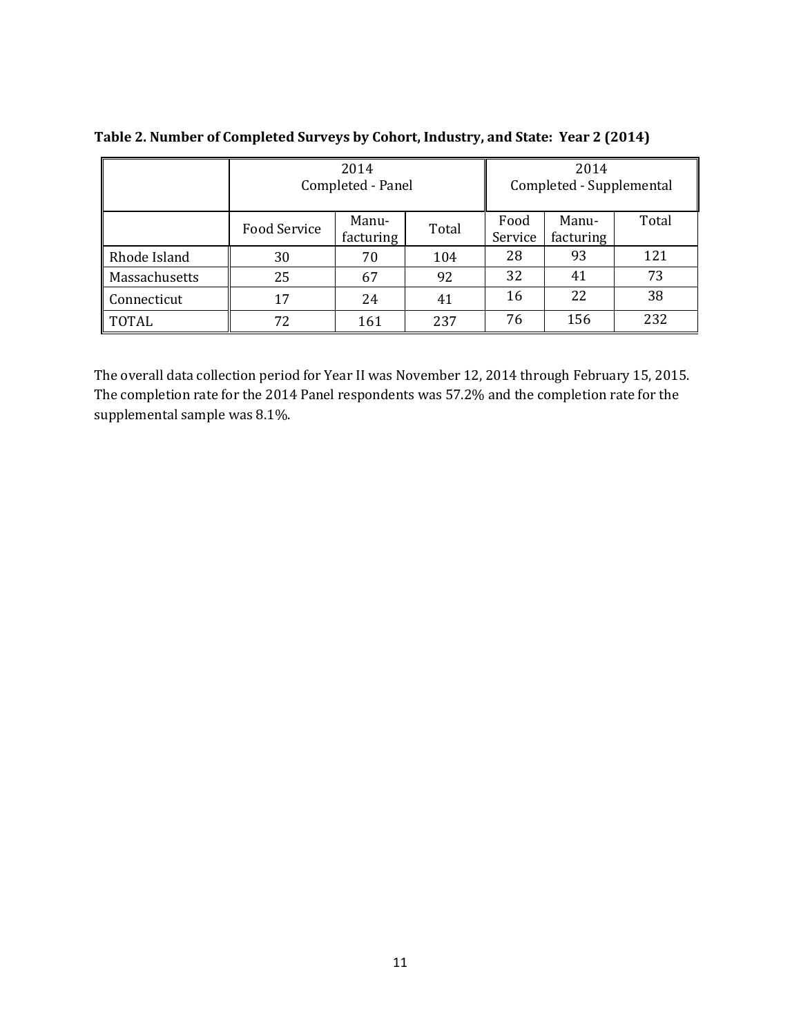**Table 2. Number of Completed Surveys by Cohort, Industry, and State: Year 2 (2014)**

| | 2014 Completed - Panel | | | 2014 Completed - Supplemental | | |
|---|---|---|---|---|---|---|
| | Food Service | Manu-facturing | Total | Food Service | Manu-facturing | Total |
| Rhode Island | 30 | 70 | 104 | 28 | 93 | 121 |
| Massachusetts | 25 | 67 | 92 | 32 | 41 | 73 |
| Connecticut | 17 | 24 | 41 | 16 | 22 | 38 |
| TOTAL | 72 | 161 | 237 | 76 | 156 | 232 |

The overall data collection period for Year II was November 12, 2014 through February 15, 2015. The completion rate for the 2014 Panel respondents was 57.2% and the completion rate for the supplemental sample was 8.1%.